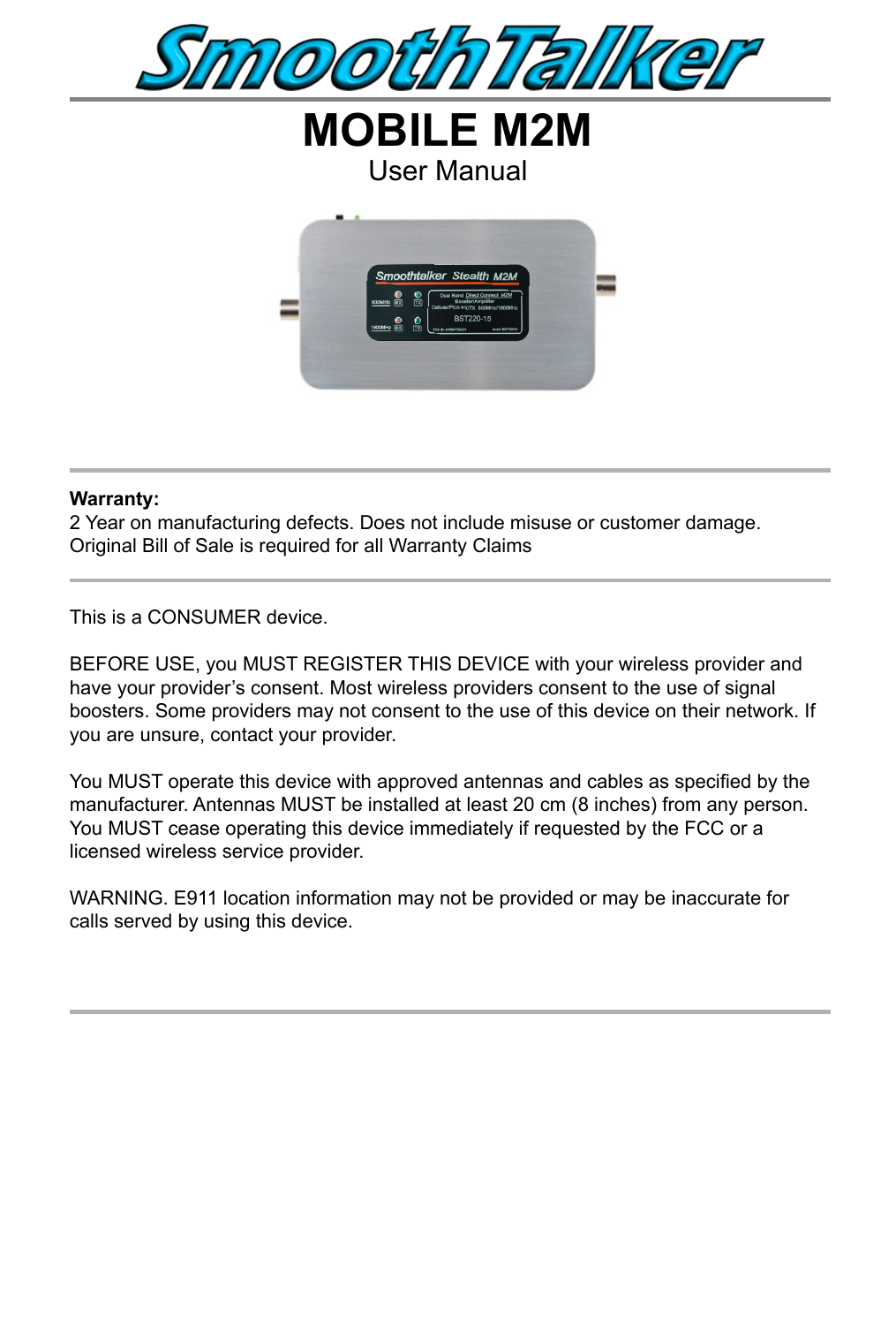# SmoothTalker

# MOBILE M2M

User Manual

---

**Warranty:**
2 Year on manufacturing defects. Does not include misuse or customer damage. Original Bill of Sale is required for all Warranty Claims

---

This is a CONSUMER device.

BEFORE USE, you MUST REGISTER THIS DEVICE with your wireless provider and have your provider's consent. Most wireless providers consent to the use of signal boosters. Some providers may not consent to the use of this device on their network. If you are unsure, contact your provider.

You MUST operate this device with approved antennas and cables as specified by the manufacturer. Antennas MUST be installed at least 20 cm (8 inches) from any person. You MUST cease operating this device immediately if requested by the FCC or a licensed wireless service provider.

WARNING. E911 location information may not be provided or may be inaccurate for calls served by using this device.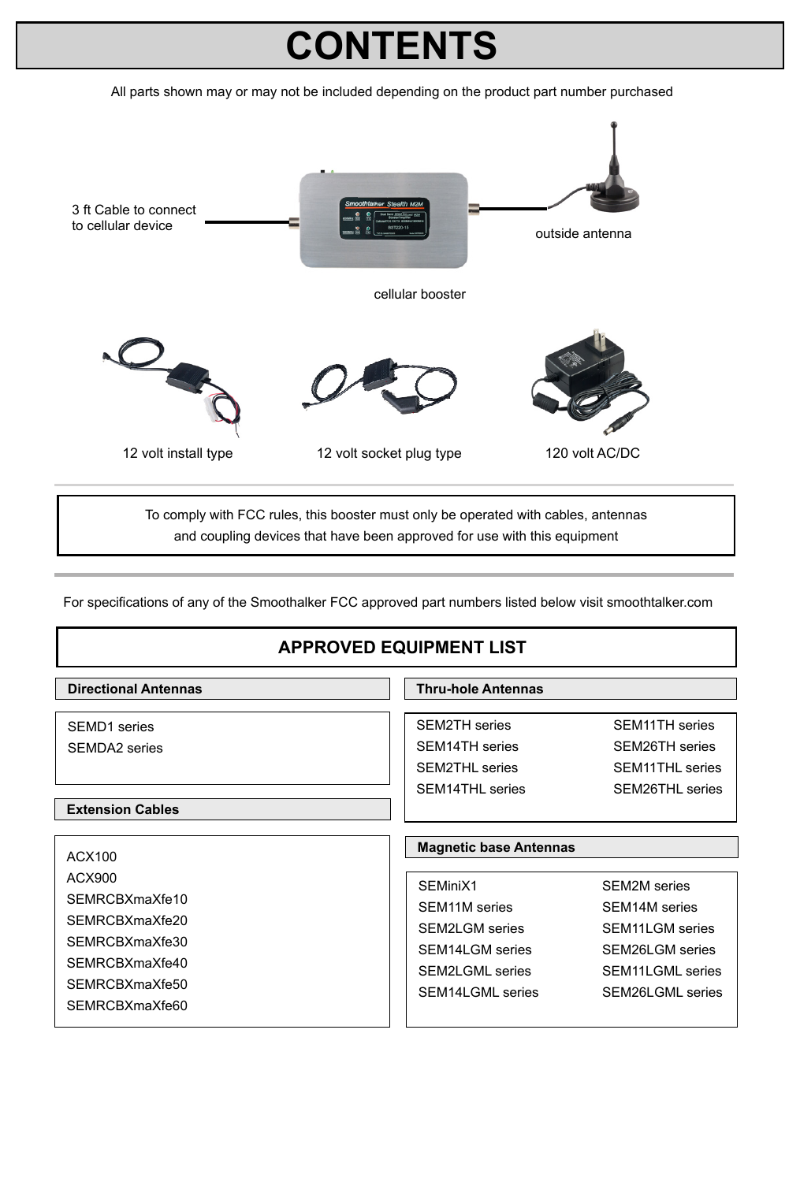# CONTENTS

All parts shown may or may not be included depending on the product part number purchased

3 ft Cable to connect to cellular device

outside antenna

cellular booster

12 volt install type

12 volt socket plug type

120 volt AC/DC

To comply with FCC rules, this booster must only be operated with cables, antennas and coupling devices that have been approved for use with this equipment

For specifications of any of the Smoothalker FCC approved part numbers listed below visit smoothtalker.com

## APPROVED EQUIPMENT LIST

### Directional Antennas

SEMD1 series
SEMDA2 series

### Extension Cables

ACX100
ACX900
SEMRCBXmaXfe10
SEMRCBXmaXfe20
SEMRCBXmaXfe30
SEMRCBXmaXfe40
SEMRCBXmaXfe50
SEMRCBXmaXfe60

### Thru-hole Antennas

| | |
|---|---|
| SEM2TH series | SEM11TH series |
| SEM14TH series | SEM26TH series |
| SEM2THL series | SEM11THL series |
| SEM14THL series | SEM26THL series |

### Magnetic base Antennas

| | |
|---|---|
| SEMiniX1 | SEM2M series |
| SEM11M series | SEM14M series |
| SEM2LGM series | SEM11LGM series |
| SEM14LGM series | SEM26LGM series |
| SEM2LGML series | SEM11LGML series |
| SEM14LGML series | SEM26LGML series |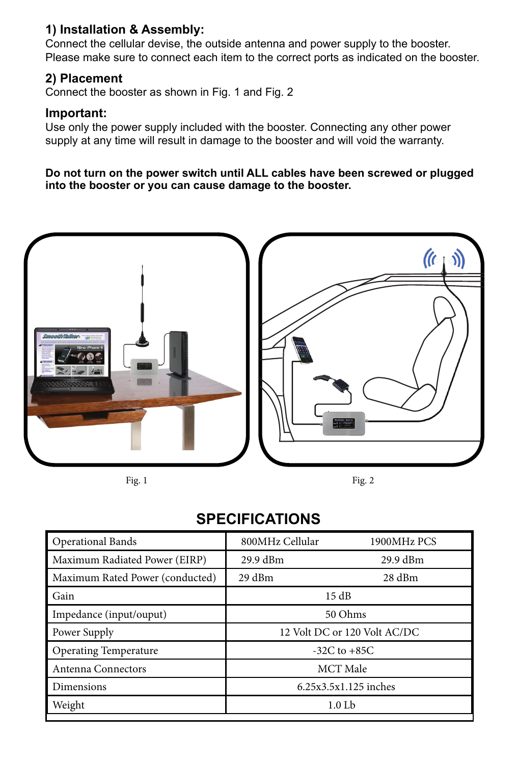### 1) Installation & Assembly:

Connect the cellular devise, the outside antenna and power supply to the booster. Please make sure to connect each item to the correct ports as indicated on the booster.

### 2) Placement

Connect the booster as shown in Fig. 1 and Fig. 2

### Important:

Use only the power supply included with the booster. Connecting any other power supply at any time will result in damage to the booster and will void the warranty.

**Do not turn on the power switch until ALL cables have been screwed or plugged into the booster or you can cause damage to the booster.**

Fig. 1

Fig. 2

## SPECIFICATIONS

| | | |
|---|---|---|
| Operational Bands | 800MHz Cellular | 1900MHz PCS |
| Maximum Radiated Power (EIRP) | 29.9 dBm | 29.9 dBm |
| Maximum Rated Power (conducted) | 29 dBm | 28 dBm |
| Gain | 15 dB | |
| Impedance (input/ouput) | 50 Ohms | |
| Power Supply | 12 Volt DC or 120 Volt AC/DC | |
| Operating Temperature | -32C to +85C | |
| Antenna Connectors | MCT Male | |
| Dimensions | 6.25x3.5x1.125 inches | |
| Weight | 1.0 Lb | |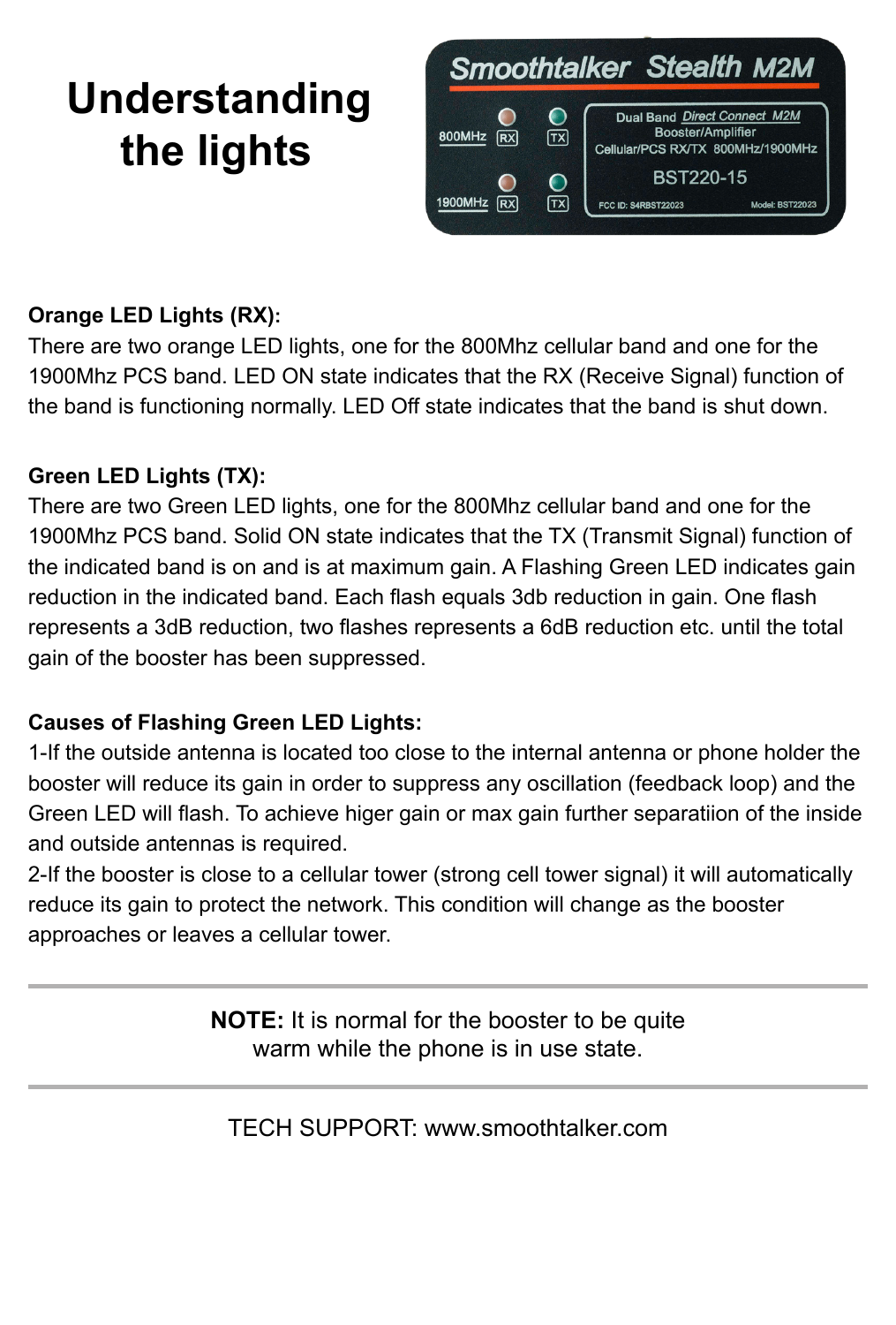# Understanding the lights

Smoothtalker Stealth M2M

800MHz RX TX

1900MHz RX TX

Dual Band Direct Connect M2M
Booster/Amplifier
Cellular/PCS RX/TX 800MHz/1900MHz

BST220-15

FCC ID: S4RBST22023 Model: BST22023

**Orange LED Lights (RX):**
There are two orange LED lights, one for the 800Mhz cellular band and one for the 1900Mhz PCS band. LED ON state indicates that the RX (Receive Signal) function of the band is functioning normally. LED Off state indicates that the band is shut down.

**Green LED Lights (TX):**
There are two Green LED lights, one for the 800Mhz cellular band and one for the 1900Mhz PCS band. Solid ON state indicates that the TX (Transmit Signal) function of the indicated band is on and is at maximum gain. A Flashing Green LED indicates gain reduction in the indicated band. Each flash equals 3db reduction in gain. One flash represents a 3dB reduction, two flashes represents a 6dB reduction etc. until the total gain of the booster has been suppressed.

**Causes of Flashing Green LED Lights:**
1-If the outside antenna is located too close to the internal antenna or phone holder the booster will reduce its gain in order to suppress any oscillation (feedback loop) and the Green LED will flash. To achieve higer gain or max gain further separatiion of the inside and outside antennas is required.
2-If the booster is close to a cellular tower (strong cell tower signal) it will automatically reduce its gain to protect the network. This condition will change as the booster approaches or leaves a cellular tower.

---

**NOTE:** It is normal for the booster to be quite warm while the phone is in use state.

---

TECH SUPPORT: www.smoothtalker.com